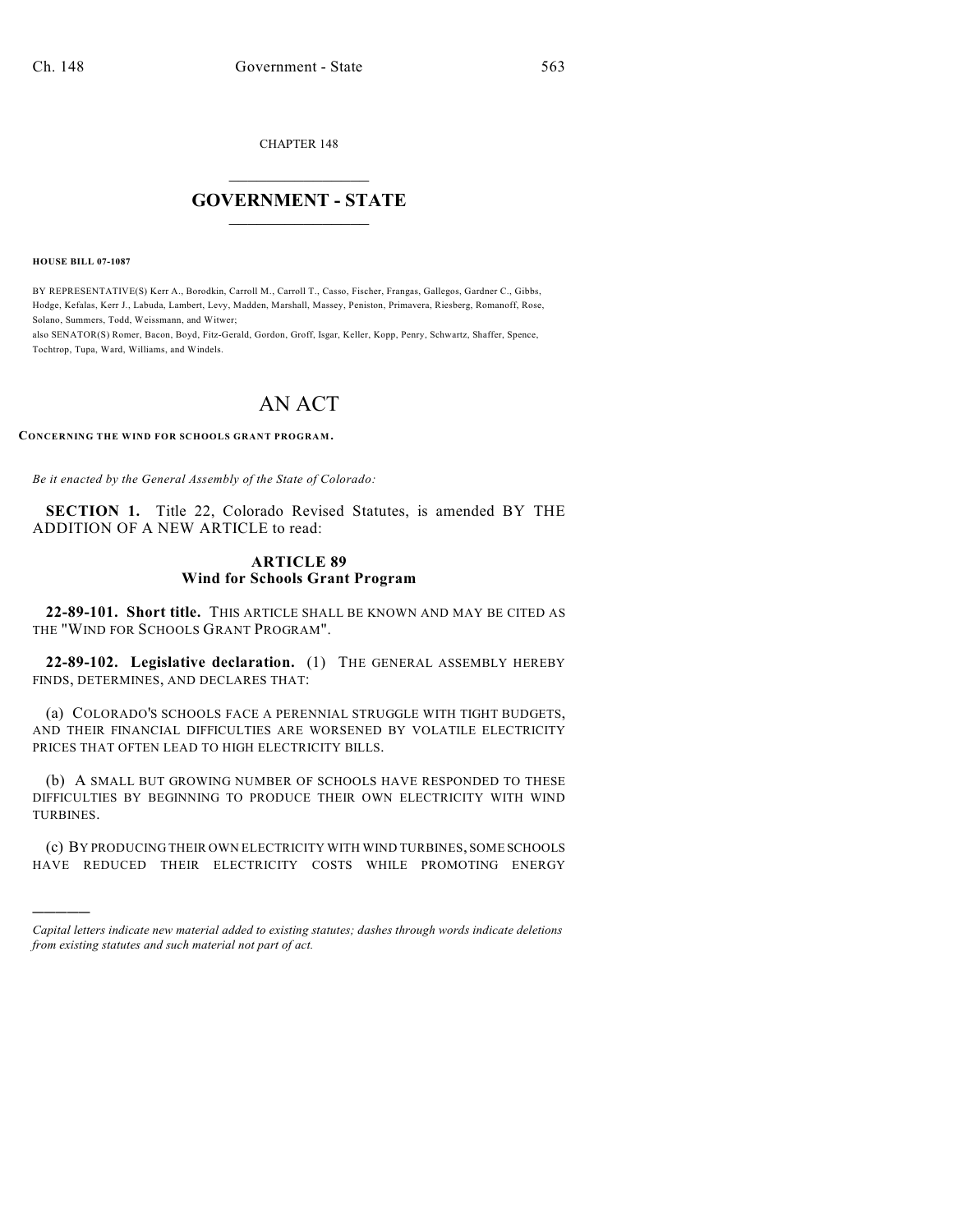CHAPTER 148

# GOVERNMENT - STATE

**HOUSE BILL 07-1087**

BY REPRESENTATIVE(S) Kerr A., Borodkin, Carroll M., Carroll T., Casso, Fischer, Frangas, Gallegos, Gardner C., Gibbs, Hodge, Kefalas, Kerr J., Labuda, Lambert, Levy, Madden, Marshall, Massey, Peniston, Primavera, Riesberg, Romanoff, Rose, Solano, Summers, Todd, Weissmann, and Witwer;
also SENATOR(S) Romer, Bacon, Boyd, Fitz-Gerald, Gordon, Groff, Isgar, Keller, Kopp, Penry, Schwartz, Shaffer, Spence, Tochtrop, Tupa, Ward, Williams, and Windels.

# AN ACT

**CONCERNING THE WIND FOR SCHOOLS GRANT PROGRAM.**

*Be it enacted by the General Assembly of the State of Colorado:*

**SECTION 1.** Title 22, Colorado Revised Statutes, is amended BY THE ADDITION OF A NEW ARTICLE to read:

## ARTICLE 89
## Wind for Schools Grant Program

**22-89-101. Short title.** THIS ARTICLE SHALL BE KNOWN AND MAY BE CITED AS THE "WIND FOR SCHOOLS GRANT PROGRAM".

**22-89-102. Legislative declaration.** (1) THE GENERAL ASSEMBLY HEREBY FINDS, DETERMINES, AND DECLARES THAT:

(a) COLORADO'S SCHOOLS FACE A PERENNIAL STRUGGLE WITH TIGHT BUDGETS, AND THEIR FINANCIAL DIFFICULTIES ARE WORSENED BY VOLATILE ELECTRICITY PRICES THAT OFTEN LEAD TO HIGH ELECTRICITY BILLS.

(b) A SMALL BUT GROWING NUMBER OF SCHOOLS HAVE RESPONDED TO THESE DIFFICULTIES BY BEGINNING TO PRODUCE THEIR OWN ELECTRICITY WITH WIND TURBINES.

(c) BY PRODUCING THEIR OWN ELECTRICITY WITH WIND TURBINES, SOME SCHOOLS HAVE REDUCED THEIR ELECTRICITY COSTS WHILE PROMOTING ENERGY

---

*Capital letters indicate new material added to existing statutes; dashes through words indicate deletions from existing statutes and such material not part of act.*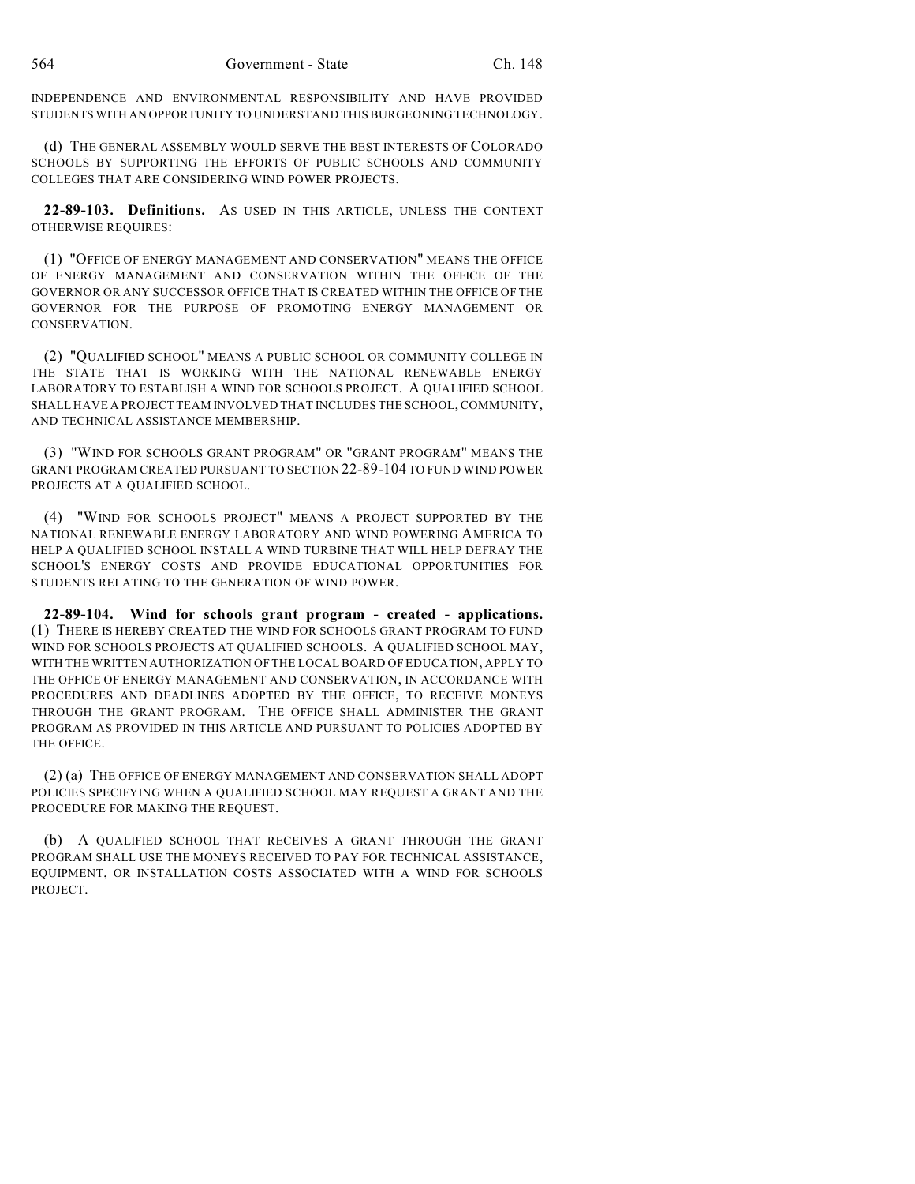INDEPENDENCE AND ENVIRONMENTAL RESPONSIBILITY AND HAVE PROVIDED STUDENTS WITH AN OPPORTUNITY TO UNDERSTAND THIS BURGEONING TECHNOLOGY.

(d) THE GENERAL ASSEMBLY WOULD SERVE THE BEST INTERESTS OF COLORADO SCHOOLS BY SUPPORTING THE EFFORTS OF PUBLIC SCHOOLS AND COMMUNITY COLLEGES THAT ARE CONSIDERING WIND POWER PROJECTS.

**22-89-103. Definitions.** AS USED IN THIS ARTICLE, UNLESS THE CONTEXT OTHERWISE REQUIRES:

(1) "OFFICE OF ENERGY MANAGEMENT AND CONSERVATION" MEANS THE OFFICE OF ENERGY MANAGEMENT AND CONSERVATION WITHIN THE OFFICE OF THE GOVERNOR OR ANY SUCCESSOR OFFICE THAT IS CREATED WITHIN THE OFFICE OF THE GOVERNOR FOR THE PURPOSE OF PROMOTING ENERGY MANAGEMENT OR CONSERVATION.

(2) "QUALIFIED SCHOOL" MEANS A PUBLIC SCHOOL OR COMMUNITY COLLEGE IN THE STATE THAT IS WORKING WITH THE NATIONAL RENEWABLE ENERGY LABORATORY TO ESTABLISH A WIND FOR SCHOOLS PROJECT. A QUALIFIED SCHOOL SHALL HAVE A PROJECT TEAM INVOLVED THAT INCLUDES THE SCHOOL, COMMUNITY, AND TECHNICAL ASSISTANCE MEMBERSHIP.

(3) "WIND FOR SCHOOLS GRANT PROGRAM" OR "GRANT PROGRAM" MEANS THE GRANT PROGRAM CREATED PURSUANT TO SECTION 22-89-104 TO FUND WIND POWER PROJECTS AT A QUALIFIED SCHOOL.

(4) "WIND FOR SCHOOLS PROJECT" MEANS A PROJECT SUPPORTED BY THE NATIONAL RENEWABLE ENERGY LABORATORY AND WIND POWERING AMERICA TO HELP A QUALIFIED SCHOOL INSTALL A WIND TURBINE THAT WILL HELP DEFRAY THE SCHOOL'S ENERGY COSTS AND PROVIDE EDUCATIONAL OPPORTUNITIES FOR STUDENTS RELATING TO THE GENERATION OF WIND POWER.

**22-89-104. Wind for schools grant program - created - applications.** (1) THERE IS HEREBY CREATED THE WIND FOR SCHOOLS GRANT PROGRAM TO FUND WIND FOR SCHOOLS PROJECTS AT QUALIFIED SCHOOLS. A QUALIFIED SCHOOL MAY, WITH THE WRITTEN AUTHORIZATION OF THE LOCAL BOARD OF EDUCATION, APPLY TO THE OFFICE OF ENERGY MANAGEMENT AND CONSERVATION, IN ACCORDANCE WITH PROCEDURES AND DEADLINES ADOPTED BY THE OFFICE, TO RECEIVE MONEYS THROUGH THE GRANT PROGRAM. THE OFFICE SHALL ADMINISTER THE GRANT PROGRAM AS PROVIDED IN THIS ARTICLE AND PURSUANT TO POLICIES ADOPTED BY THE OFFICE.

(2) (a) THE OFFICE OF ENERGY MANAGEMENT AND CONSERVATION SHALL ADOPT POLICIES SPECIFYING WHEN A QUALIFIED SCHOOL MAY REQUEST A GRANT AND THE PROCEDURE FOR MAKING THE REQUEST.

(b) A QUALIFIED SCHOOL THAT RECEIVES A GRANT THROUGH THE GRANT PROGRAM SHALL USE THE MONEYS RECEIVED TO PAY FOR TECHNICAL ASSISTANCE, EQUIPMENT, OR INSTALLATION COSTS ASSOCIATED WITH A WIND FOR SCHOOLS PROJECT.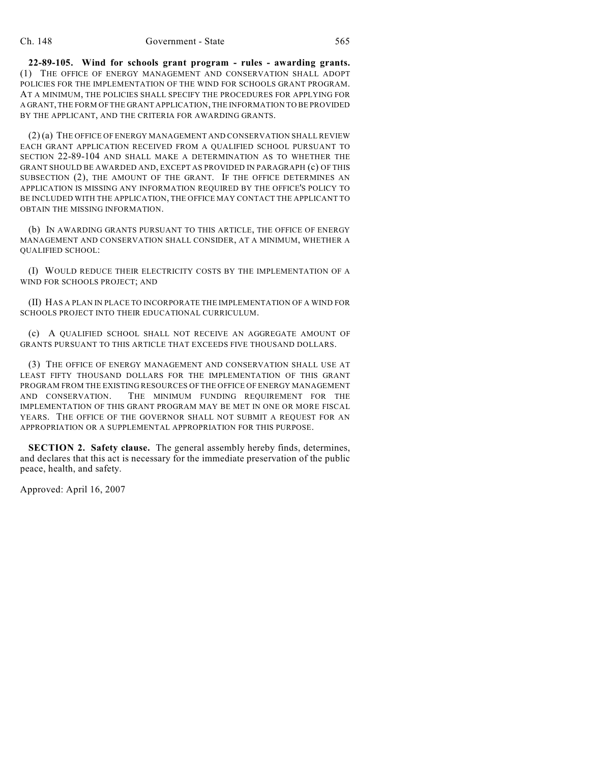**22-89-105. Wind for schools grant program - rules - awarding grants.** (1) THE OFFICE OF ENERGY MANAGEMENT AND CONSERVATION SHALL ADOPT POLICIES FOR THE IMPLEMENTATION OF THE WIND FOR SCHOOLS GRANT PROGRAM. AT A MINIMUM, THE POLICIES SHALL SPECIFY THE PROCEDURES FOR APPLYING FOR A GRANT, THE FORM OF THE GRANT APPLICATION, THE INFORMATION TO BE PROVIDED BY THE APPLICANT, AND THE CRITERIA FOR AWARDING GRANTS.

(2) (a) THE OFFICE OF ENERGY MANAGEMENT AND CONSERVATION SHALL REVIEW EACH GRANT APPLICATION RECEIVED FROM A QUALIFIED SCHOOL PURSUANT TO SECTION 22-89-104 AND SHALL MAKE A DETERMINATION AS TO WHETHER THE GRANT SHOULD BE AWARDED AND, EXCEPT AS PROVIDED IN PARAGRAPH (c) OF THIS SUBSECTION (2), THE AMOUNT OF THE GRANT. IF THE OFFICE DETERMINES AN APPLICATION IS MISSING ANY INFORMATION REQUIRED BY THE OFFICE'S POLICY TO BE INCLUDED WITH THE APPLICATION, THE OFFICE MAY CONTACT THE APPLICANT TO OBTAIN THE MISSING INFORMATION.

(b) IN AWARDING GRANTS PURSUANT TO THIS ARTICLE, THE OFFICE OF ENERGY MANAGEMENT AND CONSERVATION SHALL CONSIDER, AT A MINIMUM, WHETHER A QUALIFIED SCHOOL:

(I) WOULD REDUCE THEIR ELECTRICITY COSTS BY THE IMPLEMENTATION OF A WIND FOR SCHOOLS PROJECT; AND

(II) HAS A PLAN IN PLACE TO INCORPORATE THE IMPLEMENTATION OF A WIND FOR SCHOOLS PROJECT INTO THEIR EDUCATIONAL CURRICULUM.

(c) A QUALIFIED SCHOOL SHALL NOT RECEIVE AN AGGREGATE AMOUNT OF GRANTS PURSUANT TO THIS ARTICLE THAT EXCEEDS FIVE THOUSAND DOLLARS.

(3) THE OFFICE OF ENERGY MANAGEMENT AND CONSERVATION SHALL USE AT LEAST FIFTY THOUSAND DOLLARS FOR THE IMPLEMENTATION OF THIS GRANT PROGRAM FROM THE EXISTING RESOURCES OF THE OFFICE OF ENERGY MANAGEMENT AND CONSERVATION. THE MINIMUM FUNDING REQUIREMENT FOR THE IMPLEMENTATION OF THIS GRANT PROGRAM MAY BE MET IN ONE OR MORE FISCAL YEARS. THE OFFICE OF THE GOVERNOR SHALL NOT SUBMIT A REQUEST FOR AN APPROPRIATION OR A SUPPLEMENTAL APPROPRIATION FOR THIS PURPOSE.

**SECTION 2. Safety clause.** The general assembly hereby finds, determines, and declares that this act is necessary for the immediate preservation of the public peace, health, and safety.

Approved: April 16, 2007